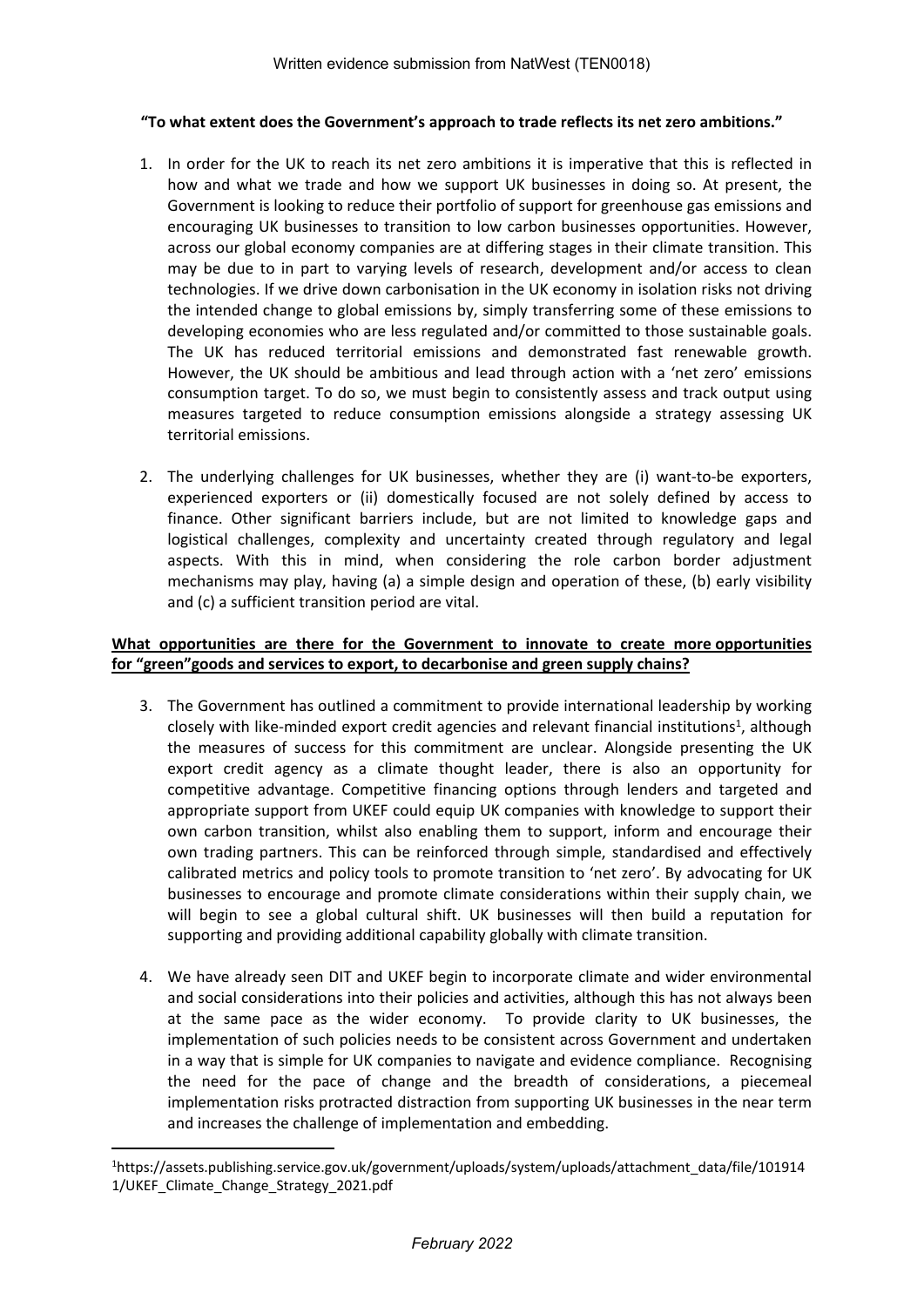Written evidence submission from NatWest (TEN0018)

**"To what extent does the Government's approach to trade reflects its net zero ambitions."**

1. In order for the UK to reach its net zero ambitions it is imperative that this is reflected in how and what we trade and how we support UK businesses in doing so. At present, the Government is looking to reduce their portfolio of support for greenhouse gas emissions and encouraging UK businesses to transition to low carbon businesses opportunities. However, across our global economy companies are at differing stages in their climate transition. This may be due to in part to varying levels of research, development and/or access to clean technologies. If we drive down carbonisation in the UK economy in isolation risks not driving the intended change to global emissions by, simply transferring some of these emissions to developing economies who are less regulated and/or committed to those sustainable goals. The UK has reduced territorial emissions and demonstrated fast renewable growth. However, the UK should be ambitious and lead through action with a 'net zero' emissions consumption target. To do so, we must begin to consistently assess and track output using measures targeted to reduce consumption emissions alongside a strategy assessing UK territorial emissions.

2. The underlying challenges for UK businesses, whether they are (i) want-to-be exporters, experienced exporters or (ii) domestically focused are not solely defined by access to finance. Other significant barriers include, but are not limited to knowledge gaps and logistical challenges, complexity and uncertainty created through regulatory and legal aspects. With this in mind, when considering the role carbon border adjustment mechanisms may play, having (a) a simple design and operation of these, (b) early visibility and (c) a sufficient transition period are vital.

**What opportunities are there for the Government to innovate to create more opportunities for "green"goods and services to export, to decarbonise and green supply chains?**

3. The Government has outlined a commitment to provide international leadership by working closely with like-minded export credit agencies and relevant financial institutions[1], although the measures of success for this commitment are unclear. Alongside presenting the UK export credit agency as a climate thought leader, there is also an opportunity for competitive advantage. Competitive financing options through lenders and targeted and appropriate support from UKEF could equip UK companies with knowledge to support their own carbon transition, whilst also enabling them to support, inform and encourage their own trading partners. This can be reinforced through simple, standardised and effectively calibrated metrics and policy tools to promote transition to 'net zero'. By advocating for UK businesses to encourage and promote climate considerations within their supply chain, we will begin to see a global cultural shift. UK businesses will then build a reputation for supporting and providing additional capability globally with climate transition.

4. We have already seen DIT and UKEF begin to incorporate climate and wider environmental and social considerations into their policies and activities, although this has not always been at the same pace as the wider economy. To provide clarity to UK businesses, the implementation of such policies needs to be consistent across Government and undertaken in a way that is simple for UK companies to navigate and evidence compliance. Recognising the need for the pace of change and the breadth of considerations, a piecemeal implementation risks protracted distraction from supporting UK businesses in the near term and increases the challenge of implementation and embedding.

[1] https://assets.publishing.service.gov.uk/government/uploads/system/uploads/attachment_data/file/1019141/UKEF_Climate_Change_Strategy_2021.pdf

*February 2022*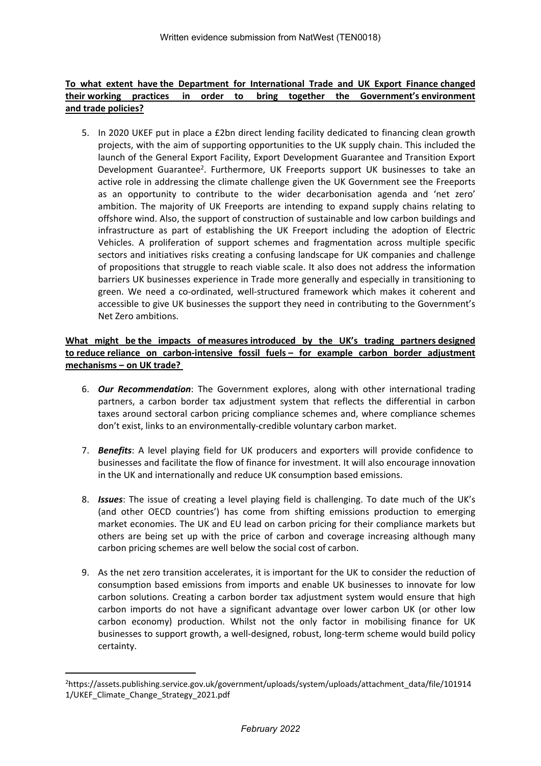**To what extent have the Department for International Trade and UK Export Finance changed their working practices in order to bring together the Government's environment and trade policies?**

5. In 2020 UKEF put in place a £2bn direct lending facility dedicated to financing clean growth projects, with the aim of supporting opportunities to the UK supply chain. This included the launch of the General Export Facility, Export Development Guarantee and Transition Export Development Guarantee[2]. Furthermore, UK Freeports support UK businesses to take an active role in addressing the climate challenge given the UK Government see the Freeports as an opportunity to contribute to the wider decarbonisation agenda and 'net zero' ambition. The majority of UK Freeports are intending to expand supply chains relating to offshore wind. Also, the support of construction of sustainable and low carbon buildings and infrastructure as part of establishing the UK Freeport including the adoption of Electric Vehicles. A proliferation of support schemes and fragmentation across multiple specific sectors and initiatives risks creating a confusing landscape for UK companies and challenge of propositions that struggle to reach viable scale. It also does not address the information barriers UK businesses experience in Trade more generally and especially in transitioning to green. We need a co-ordinated, well-structured framework which makes it coherent and accessible to give UK businesses the support they need in contributing to the Government's Net Zero ambitions.

**What might be the impacts of measures introduced by the UK's trading partners designed to reduce reliance on carbon-intensive fossil fuels – for example carbon border adjustment mechanisms – on UK trade?**

6. ***Our Recommendation***: The Government explores, along with other international trading partners, a carbon border tax adjustment system that reflects the differential in carbon taxes around sectoral carbon pricing compliance schemes and, where compliance schemes don't exist, links to an environmentally-credible voluntary carbon market.

7. ***Benefits***: A level playing field for UK producers and exporters will provide confidence to businesses and facilitate the flow of finance for investment. It will also encourage innovation in the UK and internationally and reduce UK consumption based emissions.

8. ***Issues***: The issue of creating a level playing field is challenging. To date much of the UK's (and other OECD countries') has come from shifting emissions production to emerging market economies. The UK and EU lead on carbon pricing for their compliance markets but others are being set up with the price of carbon and coverage increasing although many carbon pricing schemes are well below the social cost of carbon.

9. As the net zero transition accelerates, it is important for the UK to consider the reduction of consumption based emissions from imports and enable UK businesses to innovate for low carbon solutions. Creating a carbon border tax adjustment system would ensure that high carbon imports do not have a significant advantage over lower carbon UK (or other low carbon economy) production. Whilst not the only factor in mobilising finance for UK businesses to support growth, a well-designed, robust, long-term scheme would build policy certainty.

[2] https://assets.publishing.service.gov.uk/government/uploads/system/uploads/attachment_data/file/1019141/UKEF_Climate_Change_Strategy_2021.pdf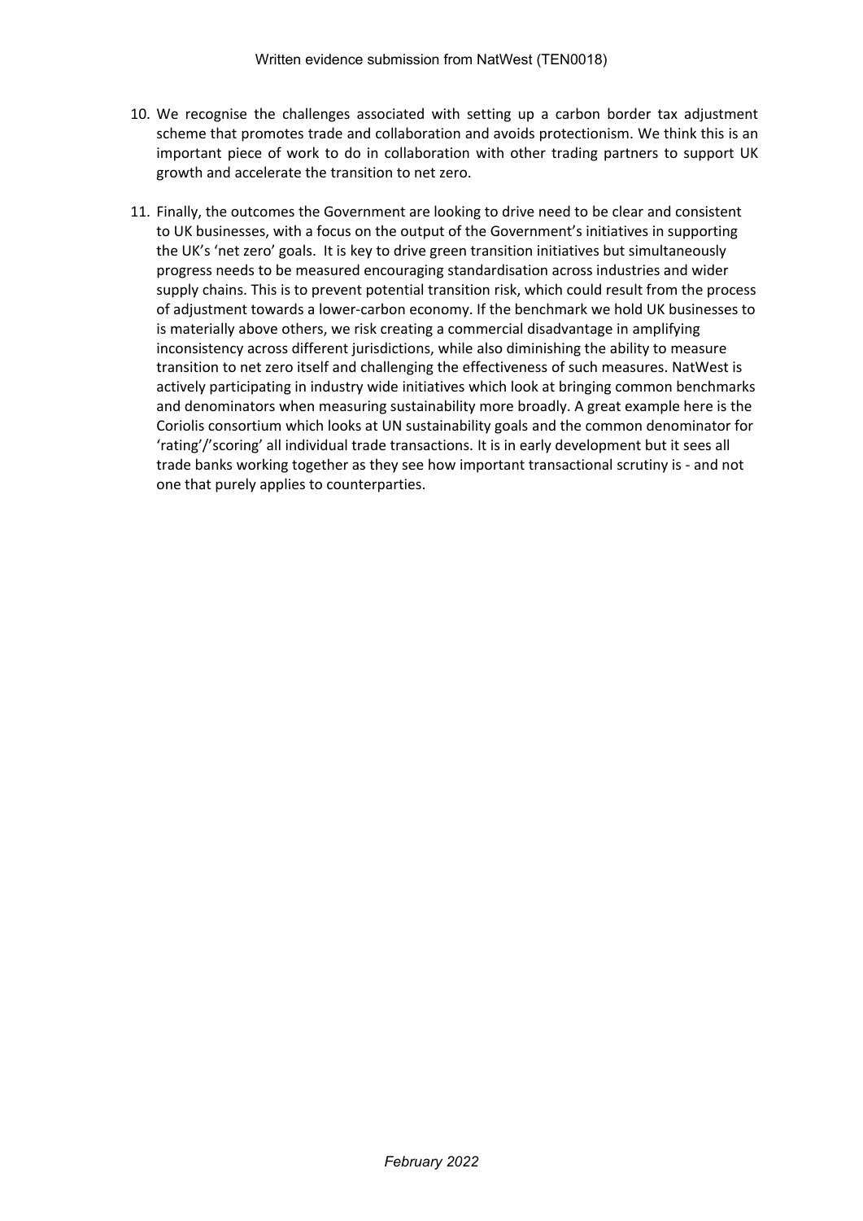10. We recognise the challenges associated with setting up a carbon border tax adjustment scheme that promotes trade and collaboration and avoids protectionism. We think this is an important piece of work to do in collaboration with other trading partners to support UK growth and accelerate the transition to net zero.

11. Finally, the outcomes the Government are looking to drive need to be clear and consistent to UK businesses, with a focus on the output of the Government's initiatives in supporting the UK's 'net zero' goals. It is key to drive green transition initiatives but simultaneously progress needs to be measured encouraging standardisation across industries and wider supply chains. This is to prevent potential transition risk, which could result from the process of adjustment towards a lower-carbon economy. If the benchmark we hold UK businesses to is materially above others, we risk creating a commercial disadvantage in amplifying inconsistency across different jurisdictions, while also diminishing the ability to measure transition to net zero itself and challenging the effectiveness of such measures. NatWest is actively participating in industry wide initiatives which look at bringing common benchmarks and denominators when measuring sustainability more broadly. A great example here is the Coriolis consortium which looks at UN sustainability goals and the common denominator for 'rating'/'scoring' all individual trade transactions. It is in early development but it sees all trade banks working together as they see how important transactional scrutiny is - and not one that purely applies to counterparties.

*February 2022*